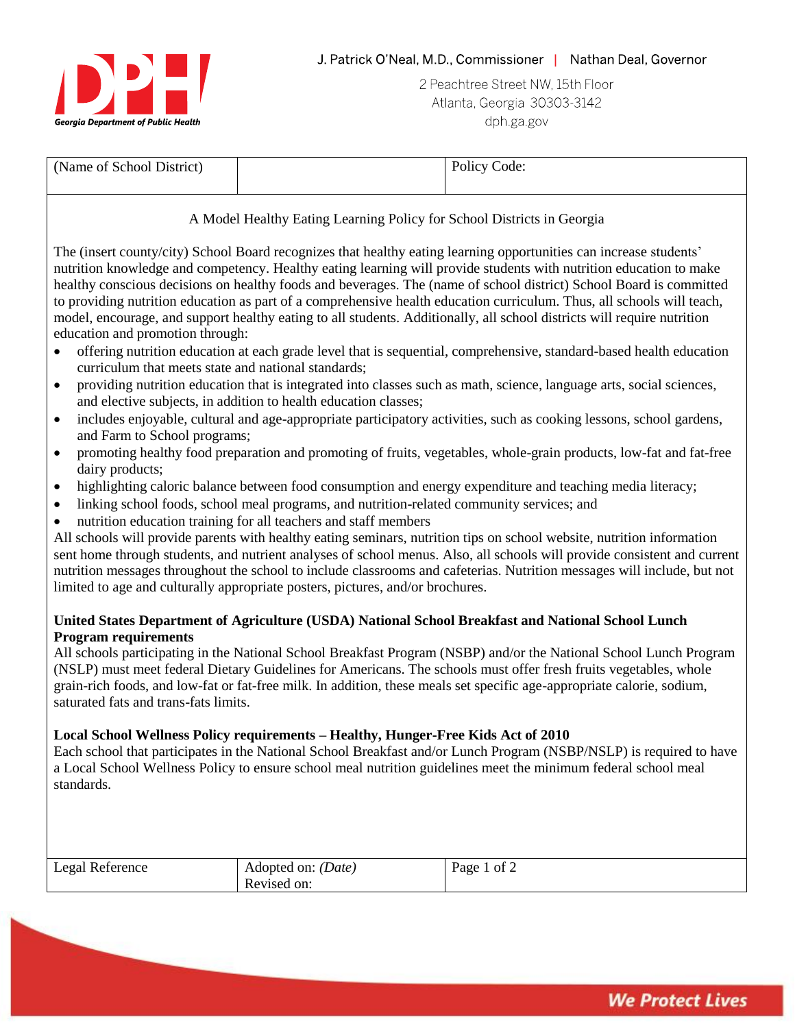Georgia Department of Public Health

J. Patrick O'Neal, M.D., Commissioner | Nathan Deal, Governor

2 Peachtree Street NW, 15th Floor
Atlanta, Georgia 30303-3142
dph.ga.gov

| (Name of School District) | | Policy Code: |
|---|---|---|

A Model Healthy Eating Learning Policy for School Districts in Georgia

The (insert county/city) School Board recognizes that healthy eating learning opportunities can increase students' nutrition knowledge and competency. Healthy eating learning will provide students with nutrition education to make healthy conscious decisions on healthy foods and beverages. The (name of school district) School Board is committed to providing nutrition education as part of a comprehensive health education curriculum. Thus, all schools will teach, model, encourage, and support healthy eating to all students. Additionally, all school districts will require nutrition education and promotion through:

- offering nutrition education at each grade level that is sequential, comprehensive, standard-based health education curriculum that meets state and national standards;
- providing nutrition education that is integrated into classes such as math, science, language arts, social sciences, and elective subjects, in addition to health education classes;
- includes enjoyable, cultural and age-appropriate participatory activities, such as cooking lessons, school gardens, and Farm to School programs;
- promoting healthy food preparation and promoting of fruits, vegetables, whole-grain products, low-fat and fat-free dairy products;
- highlighting caloric balance between food consumption and energy expenditure and teaching media literacy;
- linking school foods, school meal programs, and nutrition-related community services; and
- nutrition education training for all teachers and staff members

All schools will provide parents with healthy eating seminars, nutrition tips on school website, nutrition information sent home through students, and nutrient analyses of school menus. Also, all schools will provide consistent and current nutrition messages throughout the school to include classrooms and cafeterias. Nutrition messages will include, but not limited to age and culturally appropriate posters, pictures, and/or brochures.

**United States Department of Agriculture (USDA) National School Breakfast and National School Lunch Program requirements**

All schools participating in the National School Breakfast Program (NSBP) and/or the National School Lunch Program (NSLP) must meet federal Dietary Guidelines for Americans. The schools must offer fresh fruits vegetables, whole grain-rich foods, and low-fat or fat-free milk. In addition, these meals set specific age-appropriate calorie, sodium, saturated fats and trans-fats limits.

**Local School Wellness Policy requirements – Healthy, Hunger-Free Kids Act of 2010**

Each school that participates in the National School Breakfast and/or Lunch Program (NSBP/NSLP) is required to have a Local School Wellness Policy to ensure school meal nutrition guidelines meet the minimum federal school meal standards.

| Legal Reference | Adopted on: *(Date)*<br>Revised on: | Page 1 of 2 |
|---|---|---|

We Protect Lives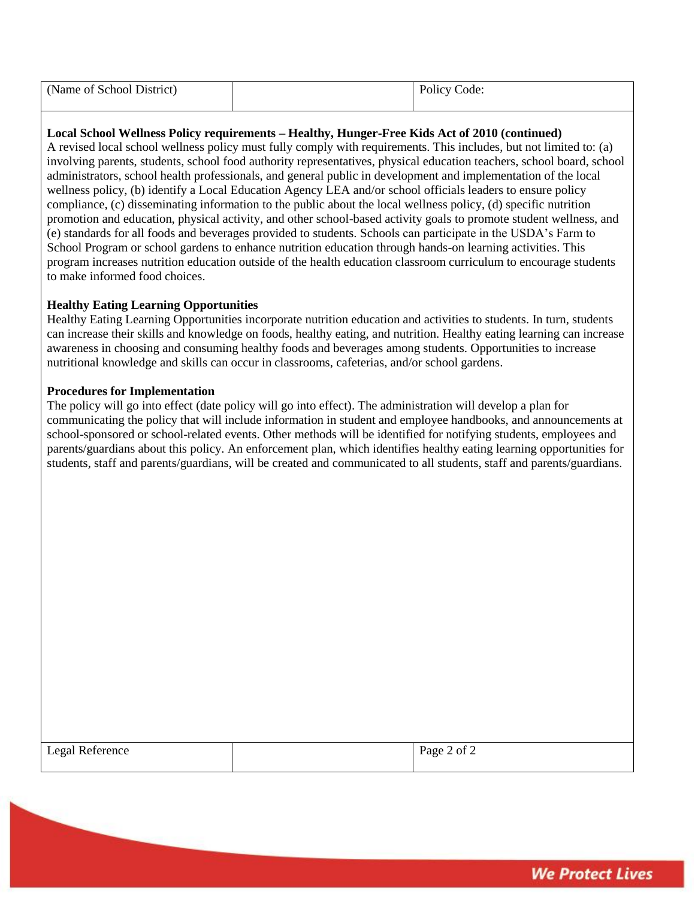| (Name of School District) | | Policy Code: |
|---|---|---|

**Local School Wellness Policy requirements – Healthy, Hunger-Free Kids Act of 2010 (continued)**

A revised local school wellness policy must fully comply with requirements. This includes, but not limited to: (a) involving parents, students, school food authority representatives, physical education teachers, school board, school administrators, school health professionals, and general public in development and implementation of the local wellness policy, (b) identify a Local Education Agency LEA and/or school officials leaders to ensure policy compliance, (c) disseminating information to the public about the local wellness policy, (d) specific nutrition promotion and education, physical activity, and other school-based activity goals to promote student wellness, and (e) standards for all foods and beverages provided to students. Schools can participate in the USDA's Farm to School Program or school gardens to enhance nutrition education through hands-on learning activities. This program increases nutrition education outside of the health education classroom curriculum to encourage students to make informed food choices.

**Healthy Eating Learning Opportunities**

Healthy Eating Learning Opportunities incorporate nutrition education and activities to students. In turn, students can increase their skills and knowledge on foods, healthy eating, and nutrition. Healthy eating learning can increase awareness in choosing and consuming healthy foods and beverages among students. Opportunities to increase nutritional knowledge and skills can occur in classrooms, cafeterias, and/or school gardens.

**Procedures for Implementation**

The policy will go into effect (date policy will go into effect). The administration will develop a plan for communicating the policy that will include information in student and employee handbooks, and announcements at school-sponsored or school-related events. Other methods will be identified for notifying students, employees and parents/guardians about this policy. An enforcement plan, which identifies healthy eating learning opportunities for students, staff and parents/guardians, will be created and communicated to all students, staff and parents/guardians.

| Legal Reference | | |
|---|---|---|

We Protect Lives